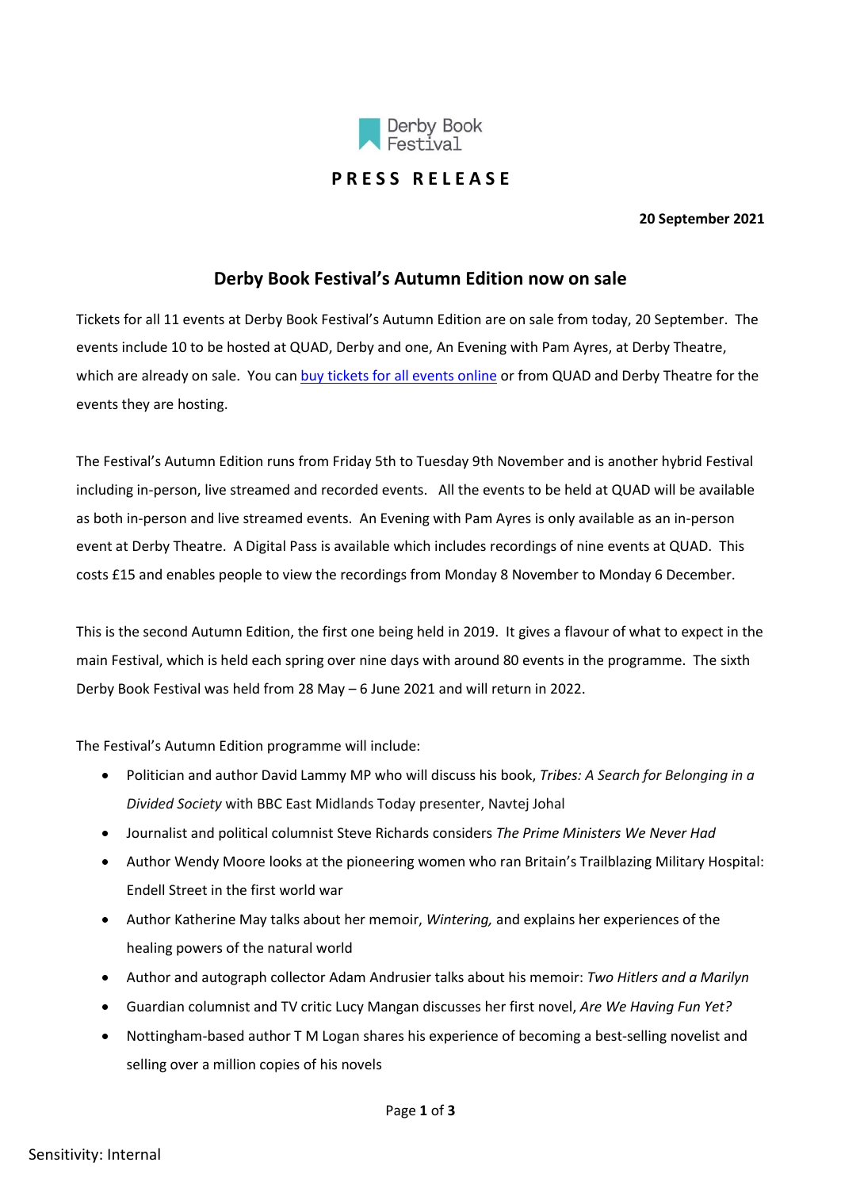Derby Book Festival

**PRESS RELEASE**

**20 September 2021**

## Derby Book Festival's Autumn Edition now on sale

Tickets for all 11 events at Derby Book Festival's Autumn Edition are on sale from today, 20 September. The events include 10 to be hosted at QUAD, Derby and one, An Evening with Pam Ayres, at Derby Theatre, which are already on sale. You can buy tickets for all events online or from QUAD and Derby Theatre for the events they are hosting.

The Festival's Autumn Edition runs from Friday 5th to Tuesday 9th November and is another hybrid Festival including in-person, live streamed and recorded events. All the events to be held at QUAD will be available as both in-person and live streamed events. An Evening with Pam Ayres is only available as an in-person event at Derby Theatre. A Digital Pass is available which includes recordings of nine events at QUAD. This costs £15 and enables people to view the recordings from Monday 8 November to Monday 6 December.

This is the second Autumn Edition, the first one being held in 2019. It gives a flavour of what to expect in the main Festival, which is held each spring over nine days with around 80 events in the programme. The sixth Derby Book Festival was held from 28 May – 6 June 2021 and will return in 2022.

The Festival's Autumn Edition programme will include:

- Politician and author David Lammy MP who will discuss his book, *Tribes: A Search for Belonging in a Divided Society* with BBC East Midlands Today presenter, Navtej Johal
- Journalist and political columnist Steve Richards considers *The Prime Ministers We Never Had*
- Author Wendy Moore looks at the pioneering women who ran Britain's Trailblazing Military Hospital: Endell Street in the first world war
- Author Katherine May talks about her memoir, *Wintering,* and explains her experiences of the healing powers of the natural world
- Author and autograph collector Adam Andrusier talks about his memoir: *Two Hitlers and a Marilyn*
- Guardian columnist and TV critic Lucy Mangan discusses her first novel, *Are We Having Fun Yet?*
- Nottingham-based author T M Logan shares his experience of becoming a best-selling novelist and selling over a million copies of his novels

Sensitivity: Internal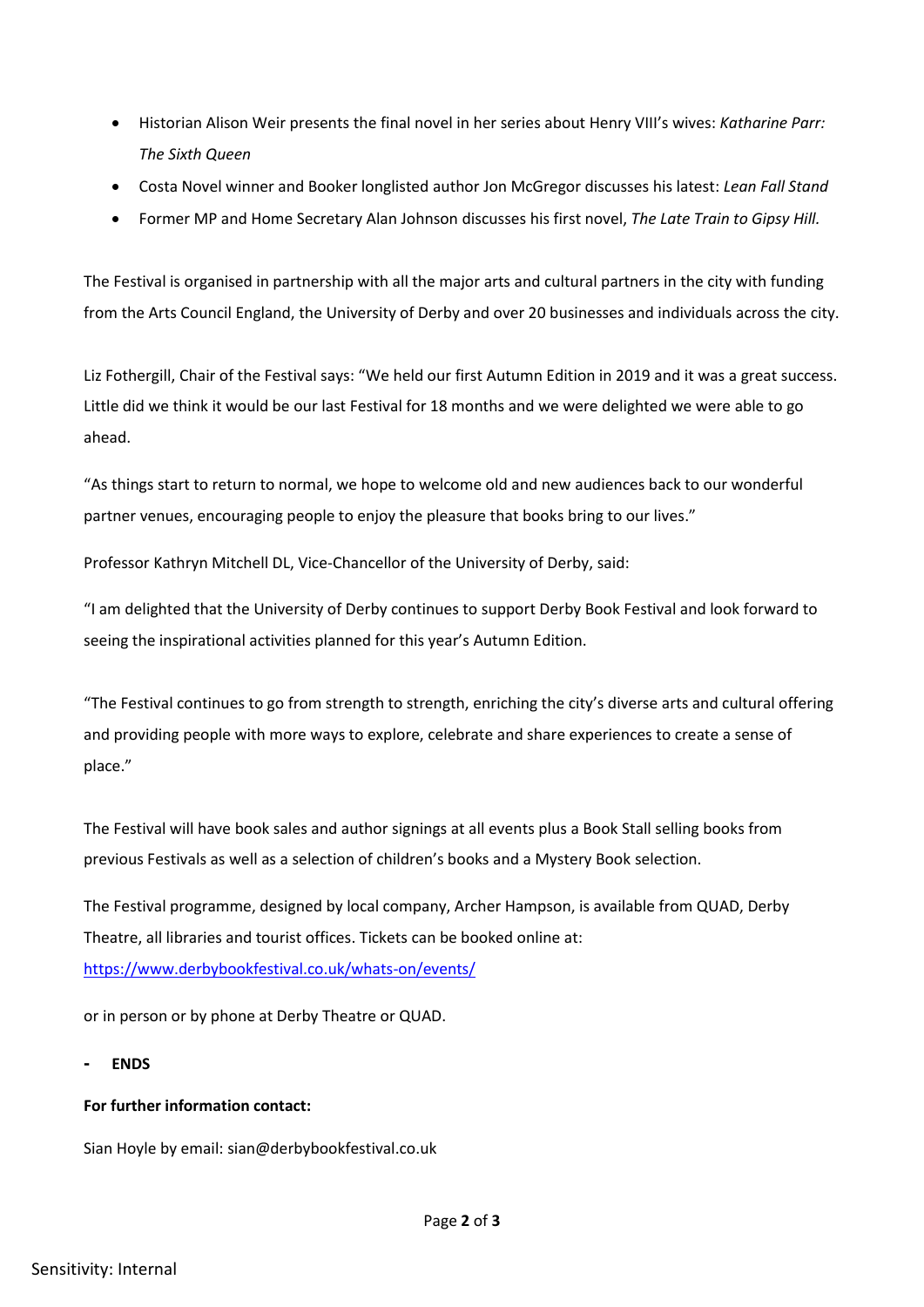- Historian Alison Weir presents the final novel in her series about Henry VIII's wives: *Katharine Parr: The Sixth Queen*
- Costa Novel winner and Booker longlisted author Jon McGregor discusses his latest: *Lean Fall Stand*
- Former MP and Home Secretary Alan Johnson discusses his first novel, *The Late Train to Gipsy Hill.*

The Festival is organised in partnership with all the major arts and cultural partners in the city with funding from the Arts Council England, the University of Derby and over 20 businesses and individuals across the city.

Liz Fothergill, Chair of the Festival says: "We held our first Autumn Edition in 2019 and it was a great success. Little did we think it would be our last Festival for 18 months and we were delighted we were able to go ahead.

"As things start to return to normal, we hope to welcome old and new audiences back to our wonderful partner venues, encouraging people to enjoy the pleasure that books bring to our lives."

Professor Kathryn Mitchell DL, Vice-Chancellor of the University of Derby, said:

"I am delighted that the University of Derby continues to support Derby Book Festival and look forward to seeing the inspirational activities planned for this year's Autumn Edition.

"The Festival continues to go from strength to strength, enriching the city's diverse arts and cultural offering and providing people with more ways to explore, celebrate and share experiences to create a sense of place."

The Festival will have book sales and author signings at all events plus a Book Stall selling books from previous Festivals as well as a selection of children's books and a Mystery Book selection.

The Festival programme, designed by local company, Archer Hampson, is available from QUAD, Derby Theatre, all libraries and tourist offices. Tickets can be booked online at: [https://www.derbybookfestival.co.uk/whats-on/events/](https://www.derbybookfestival.co.uk/whats-on/events/)

or in person or by phone at Derby Theatre or QUAD.

- **ENDS**

**For further information contact:**

Sian Hoyle by email: sian@derbybookfestival.co.uk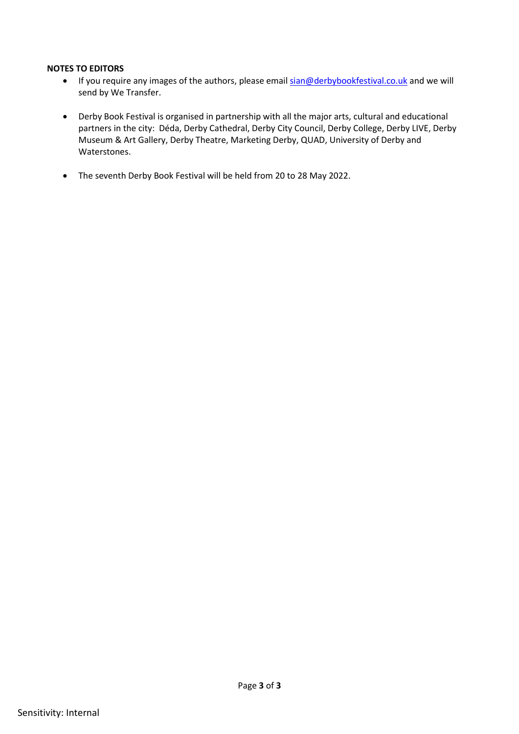**NOTES TO EDITORS**

- If you require any images of the authors, please email sian@derbybookfestival.co.uk and we will send by We Transfer.

- Derby Book Festival is organised in partnership with all the major arts, cultural and educational partners in the city: Déda, Derby Cathedral, Derby City Council, Derby College, Derby LIVE, Derby Museum & Art Gallery, Derby Theatre, Marketing Derby, QUAD, University of Derby and Waterstones.

- The seventh Derby Book Festival will be held from 20 to 28 May 2022.

Sensitivity: Internal